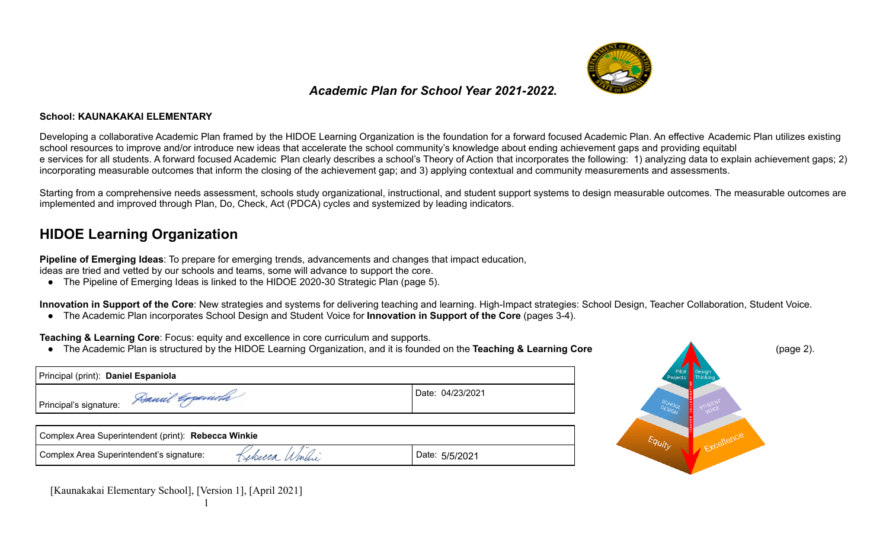*Academic Plan for School Year 2021-2022.*

**School: KAUNAKAKAI ELEMENTARY**

Developing a collaborative Academic Plan framed by the HIDOE Learning Organization is the foundation for a forward focused Academic Plan. An effective Academic Plan utilizes existing school resources to improve and/or introduce new ideas that accelerate the school community's knowledge about ending achievement gaps and providing equitable services for all students. A forward focused Academic Plan clearly describes a school's Theory of Action that incorporates the following: 1) analyzing data to explain achievement gaps; 2) incorporating measurable outcomes that inform the closing of the achievement gap; and 3) applying contextual and community measurements and assessments.

Starting from a comprehensive needs assessment, schools study organizational, instructional, and student support systems to design measurable outcomes. The measurable outcomes are implemented and improved through Plan, Do, Check, Act (PDCA) cycles and systemized by leading indicators.

## HIDOE Learning Organization

**Pipeline of Emerging Ideas**: To prepare for emerging trends, advancements and changes that impact education, ideas are tried and vetted by our schools and teams, some will advance to support the core.

- The Pipeline of Emerging Ideas is linked to the HIDOE 2020-30 Strategic Plan (page 5).

**Innovation in Support of the Core**: New strategies and systems for delivering teaching and learning. High-Impact strategies: School Design, Teacher Collaboration, Student Voice.

- The Academic Plan incorporates School Design and Student Voice for **Innovation in Support of the Core** (pages 3-4).

**Teaching & Learning Core**: Focus: equity and excellence in core curriculum and supports.

- The Academic Plan is structured by the HIDOE Learning Organization, and it is founded on the **Teaching & Learning Core** (page 2).

| Principal (print): **Daniel Espaniola** | |
|---|---|
| Principal's signature: Daniel Espaniola | Date: 04/23/2021 |

| Complex Area Superintendent (print): **Rebecca Winkie** | |
|---|---|
| Complex Area Superintendent's signature: Rebecca Winkie | Date: 5/5/2021 |

[Kaunakakai Elementary School], [Version 1], [April 2021]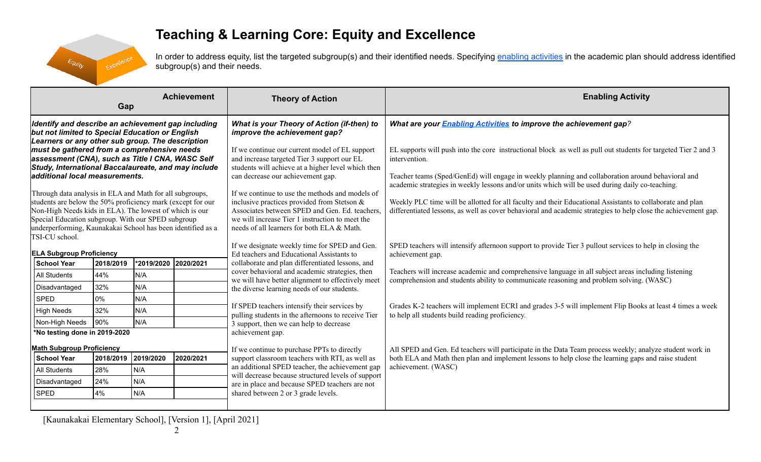# Teaching & Learning Core: Equity and Excellence

In order to address equity, list the targeted subgroup(s) and their identified needs. Specifying enabling activities in the academic plan should address identified subgroup(s) and their needs.

## Achievement Gap

***Identify and describe an achievement gap including but not limited to Special Education or English Learners or any other sub group. The description must be gathered from a comprehensive needs assessment (CNA), such as Title I CNA, WASC Self Study, International Baccalaureate, and may include additional local measurements.***

Through data analysis in ELA and Math for all subgroups, students are below the 50% proficiency mark (except for our Non-High Needs kids in ELA). The lowest of which is our Special Education subgroup. With our SPED subgroup underperforming, Kaunakakai School has been identified as a TSI-CU school.

**ELA Subgroup Proficiency**

| School Year | 2018/2019 | *2019/2020 | 2020/2021 |
| --- | --- | --- | --- |
| All Students | 44% | N/A | |
| Disadvantaged | 32% | N/A | |
| SPED | 0% | N/A | |
| High Needs | 32% | N/A | |
| Non-High Needs | 90% | N/A | |

**\*No testing done in 2019-2020**

**Math Subgroup Proficiency**

| School Year | 2018/2019 | 2019/2020 | 2020/2021 |
| --- | --- | --- | --- |
| All Students | 28% | N/A | |
| Disadvantaged | 24% | N/A | |
| SPED | 4% | N/A | |

## Theory of Action

***What is your Theory of Action (if-then) to improve the achievement gap?***

If we continue our current model of EL support and increase targeted Tier 3 support our EL students will achieve at a higher level which then can decrease our achievement gap.

If we continue to use the methods and models of inclusive practices provided from Stetson & Associates between SPED and Gen. Ed. teachers, we will increase Tier 1 instruction to meet the needs of all learners for both ELA & Math.

If we designate weekly time for SPED and Gen. Ed teachers and Educational Assistants to collaborate and plan differentiated lessons, and cover behavioral and academic strategies, then we will have better alignment to effectively meet the diverse learning needs of our students.

If SPED teachers intensify their services by pulling students in the afternoons to receive Tier 3 support, then we can help to decrease achievement gap.

If we continue to purchase PPTs to directly support classroom teachers with RTI, as well as an additional SPED teacher, the achievement gap will decrease because structured levels of support are in place and because SPED teachers are not shared between 2 or 3 grade levels.

## Enabling Activity

***What are your Enabling Activities to improve the achievement gap?***

EL supports will push into the core instructional block as well as pull out students for targeted Tier 2 and 3 intervention.

Teacher teams (Sped/GenEd) will engage in weekly planning and collaboration around behavioral and academic strategies in weekly lessons and/or units which will be used during daily co-teaching.

Weekly PLC time will be allotted for all faculty and their Educational Assistants to collaborate and plan differentiated lessons, as well as cover behavioral and academic strategies to help close the achievement gap.

SPED teachers will intensify afternoon support to provide Tier 3 pullout services to help in closing the achievement gap.

Teachers will increase academic and comprehensive language in all subject areas including listening comprehension and students ability to communicate reasoning and problem solving. (WASC)

Grades K-2 teachers will implement ECRI and grades 3-5 will implement Flip Books at least 4 times a week to help all students build reading proficiency.

All SPED and Gen. Ed teachers will participate in the Data Team process weekly; analyze student work in both ELA and Math then plan and implement lessons to help close the learning gaps and raise student achievement. (WASC)

[Kaunakakai Elementary School], [Version 1], [April 2021]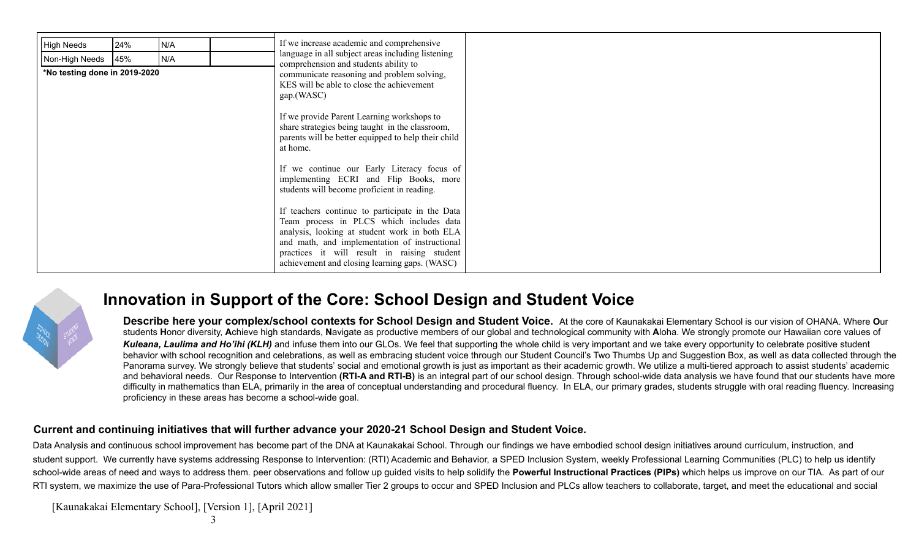| High Needs | 24% | N/A | |
|---|---|---|---|
| Non-High Needs | 45% | N/A | |

***No testing done in 2019-2020**

If we increase academic and comprehensive language in all subject areas including listening comprehension and students ability to communicate reasoning and problem solving, KES will be able to close the achievement gap.(WASC)

If we provide Parent Learning workshops to share strategies being taught in the classroom, parents will be better equipped to help their child at home.

If we continue our Early Literacy focus of implementing ECRI and Flip Books, more students will become proficient in reading.

If teachers continue to participate in the Data Team process in PLCS which includes data analysis, looking at student work in both ELA and math, and implementation of instructional practices it will result in raising student achievement and closing learning gaps. (WASC)

## Innovation in Support of the Core: School Design and Student Voice

**Describe here your complex/school contexts for School Design and Student Voice.** At the core of Kaunakakai Elementary School is our vision of OHANA. Where **O**ur students **H**onor diversity, **A**chieve high standards, **N**avigate as productive members of our global and technological community with **A**loha. We strongly promote our Hawaiian core values of ***Kuleana, Laulima and Ho'ihi (KLH)*** and infuse them into our GLOs. We feel that supporting the whole child is very important and we take every opportunity to celebrate positive student behavior with school recognition and celebrations, as well as embracing student voice through our Student Council's Two Thumbs Up and Suggestion Box, as well as data collected through the Panorama survey. We strongly believe that students' social and emotional growth is just as important as their academic growth. We utilize a multi-tiered approach to assist students' academic and behavioral needs. Our Response to Intervention **(RTI-A and RTI-B)** is an integral part of our school design. Through school-wide data analysis we have found that our students have more difficulty in mathematics than ELA, primarily in the area of conceptual understanding and procedural fluency. In ELA, our primary grades, students struggle with oral reading fluency. Increasing proficiency in these areas has become a school-wide goal.

### Current and continuing initiatives that will further advance your 2020-21 School Design and Student Voice.

Data Analysis and continuous school improvement has become part of the DNA at Kaunakakai School. Through our findings we have embodied school design initiatives around curriculum, instruction, and student support. We currently have systems addressing Response to Intervention: (RTI) Academic and Behavior, a SPED Inclusion System, weekly Professional Learning Communities (PLC) to help us identify school-wide areas of need and ways to address them. peer observations and follow up guided visits to help solidify the **Powerful Instructional Practices (PIPs)** which helps us improve on our TIA. As part of our RTI system, we maximize the use of Para-Professional Tutors which allow smaller Tier 2 groups to occur and SPED Inclusion and PLCs allow teachers to collaborate, target, and meet the educational and social

[Kaunakakai Elementary School], [Version 1], [April 2021]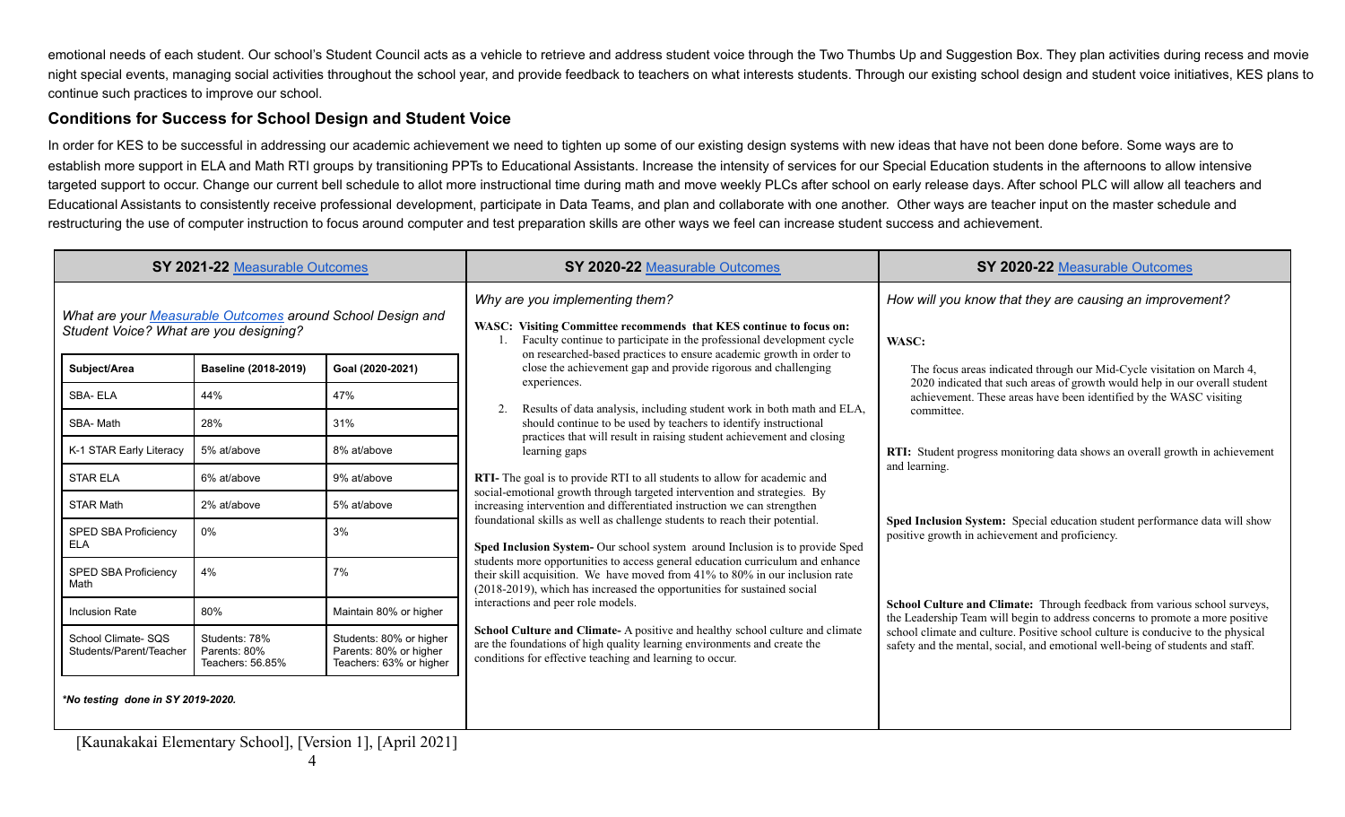emotional needs of each student. Our school's Student Council acts as a vehicle to retrieve and address student voice through the Two Thumbs Up and Suggestion Box. They plan activities during recess and movie night special events, managing social activities throughout the school year, and provide feedback to teachers on what interests students. Through our existing school design and student voice initiatives, KES plans to continue such practices to improve our school.

## Conditions for Success for School Design and Student Voice

In order for KES to be successful in addressing our academic achievement we need to tighten up some of our existing design systems with new ideas that have not been done before. Some ways are to establish more support in ELA and Math RTI groups by transitioning PPTs to Educational Assistants. Increase the intensity of services for our Special Education students in the afternoons to allow intensive targeted support to occur. Change our current bell schedule to allot more instructional time during math and move weekly PLCs after school on early release days. After school PLC will allow all teachers and Educational Assistants to consistently receive professional development, participate in Data Teams, and plan and collaborate with one another. Other ways are teacher input on the master schedule and restructuring the use of computer instruction to focus around computer and test preparation skills are other ways we feel can increase student success and achievement.

| SY 2021-22 Measurable Outcomes | SY 2020-22 Measurable Outcomes | SY 2020-22 Measurable Outcomes |
|---|---|---|
| *What are your Measurable Outcomes around School Design and Student Voice? What are you designing?* | *Why are you implementing them?* | *How will you know that they are causing an improvement?* |

| Subject/Area | Baseline (2018-2019) | Goal (2020-2021) |
|---|---|---|
| SBA- ELA | 44% | 47% |
| SBA- Math | 28% | 31% |
| K-1 STAR Early Literacy | 5% at/above | 8% at/above |
| STAR ELA | 6% at/above | 9% at/above |
| STAR Math | 2% at/above | 5% at/above |
| SPED SBA Proficiency ELA | 0% | 3% |
| SPED SBA Proficiency Math | 4% | 7% |
| Inclusion Rate | 80% | Maintain 80% or higher |
| School Climate- SQS Students/Parent/Teacher | Students: 78%<br>Parents: 80%<br>Teachers: 56.85% | Students: 80% or higher<br>Parents: 80% or higher<br>Teachers: 63% or higher |

***No testing done in SY 2019-2020.***

*Why are you implementing them?*

**WASC: Visiting Committee recommends that KES continue to focus on:**

1. Faculty continue to participate in the professional development cycle on researched-based practices to ensure academic growth in order to close the achievement gap and provide rigorous and challenging experiences.
2. Results of data analysis, including student work in both math and ELA, should continue to be used by teachers to identify instructional practices that will result in raising student achievement and closing learning gaps

**RTI-** The goal is to provide RTI to all students to allow for academic and social-emotional growth through targeted intervention and strategies. By increasing intervention and differentiated instruction we can strengthen foundational skills as well as challenge students to reach their potential.

**Sped Inclusion System-** Our school system around Inclusion is to provide Sped students more opportunities to access general education curriculum and enhance their skill acquisition. We have moved from 41% to 80% in our inclusion rate (2018-2019), which has increased the opportunities for sustained social interactions and peer role models.

**School Culture and Climate-** A positive and healthy school culture and climate are the foundations of high quality learning environments and create the conditions for effective teaching and learning to occur.

*How will you know that they are causing an improvement?*

**WASC:**

The focus areas indicated through our Mid-Cycle visitation on March 4, 2020 indicated that such areas of growth would help in our overall student achievement. These areas have been identified by the WASC visiting committee.

**RTI:** Student progress monitoring data shows an overall growth in achievement and learning.

**Sped Inclusion System:** Special education student performance data will show positive growth in achievement and proficiency.

**School Culture and Climate:** Through feedback from various school surveys, the Leadership Team will begin to address concerns to promote a more positive school climate and culture. Positive school culture is conducive to the physical safety and the mental, social, and emotional well-being of students and staff.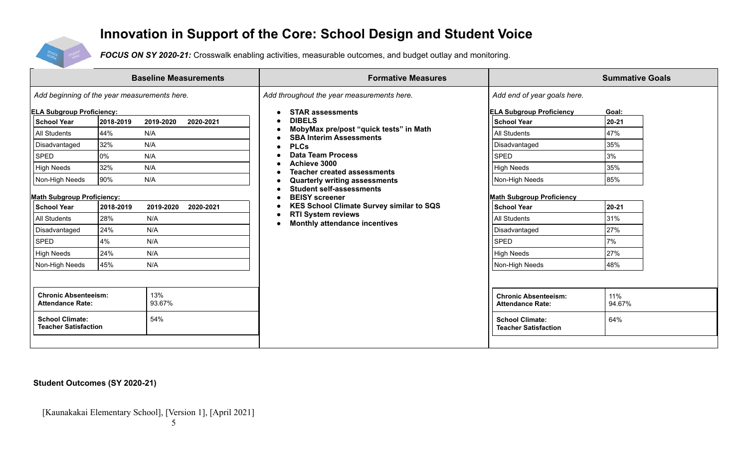# Innovation in Support of the Core: School Design and Student Voice

***FOCUS ON SY 2020-21:*** Crosswalk enabling activities, measurable outcomes, and budget outlay and monitoring.

## Baseline Measurements

*Add beginning of the year measurements here.*

**ELA Subgroup Proficiency:**

| School Year | 2018-2019 | 2019-2020 | 2020-2021 |
|---|---|---|---|
| All Students | 44% | N/A | |
| Disadvantaged | 32% | N/A | |
| SPED | 0% | N/A | |
| High Needs | 32% | N/A | |
| Non-High Needs | 90% | N/A | |

**Math Subgroup Proficiency:**

| School Year | 2018-2019 | 2019-2020 | 2020-2021 |
|---|---|---|---|
| All Students | 28% | N/A | |
| Disadvantaged | 24% | N/A | |
| SPED | 4% | N/A | |
| High Needs | 24% | N/A | |
| Non-High Needs | 45% | N/A | |

| | |
|---|---|
| **Chronic Absenteeism:**<br>**Attendance Rate:** | 13%<br>93.67% |
| **School Climate:**<br>**Teacher Satisfaction** | 54% |

## Formative Measures

*Add throughout the year measurements here.*

- **STAR assessments**
- **DIBELS**
- **MobyMax pre/post "quick tests" in Math**
- **SBA Interim Assessments**
- **PLCs**
- **Data Team Process**
- **Achieve 3000**
- **Teacher created assessments**
- **Quarterly writing assessments**
- **Student self-assessments**
- **BEISY screener**
- **KES School Climate Survey similar to SQS**
- **RTI System reviews**
- **Monthly attendance incentives**

## Summative Goals

*Add end of year goals here.*

**ELA Subgroup Proficiency** — **Goal:**

| School Year | 20-21 |
|---|---|
| All Students | 47% |
| Disadvantaged | 35% |
| SPED | 3% |
| High Needs | 35% |
| Non-High Needs | 85% |

**Math Subgroup Proficiency**

| School Year | 20-21 |
|---|---|
| All Students | 31% |
| Disadvantaged | 27% |
| SPED | 7% |
| High Needs | 27% |
| Non-High Needs | 48% |

| | |
|---|---|
| **Chronic Absenteeism:**<br>**Attendance Rate:** | 11%<br>94.67% |
| **School Climate:**<br>**Teacher Satisfaction** | 64% |

**Student Outcomes (SY 2020-21)**

[Kaunakakai Elementary School], [Version 1], [April 2021]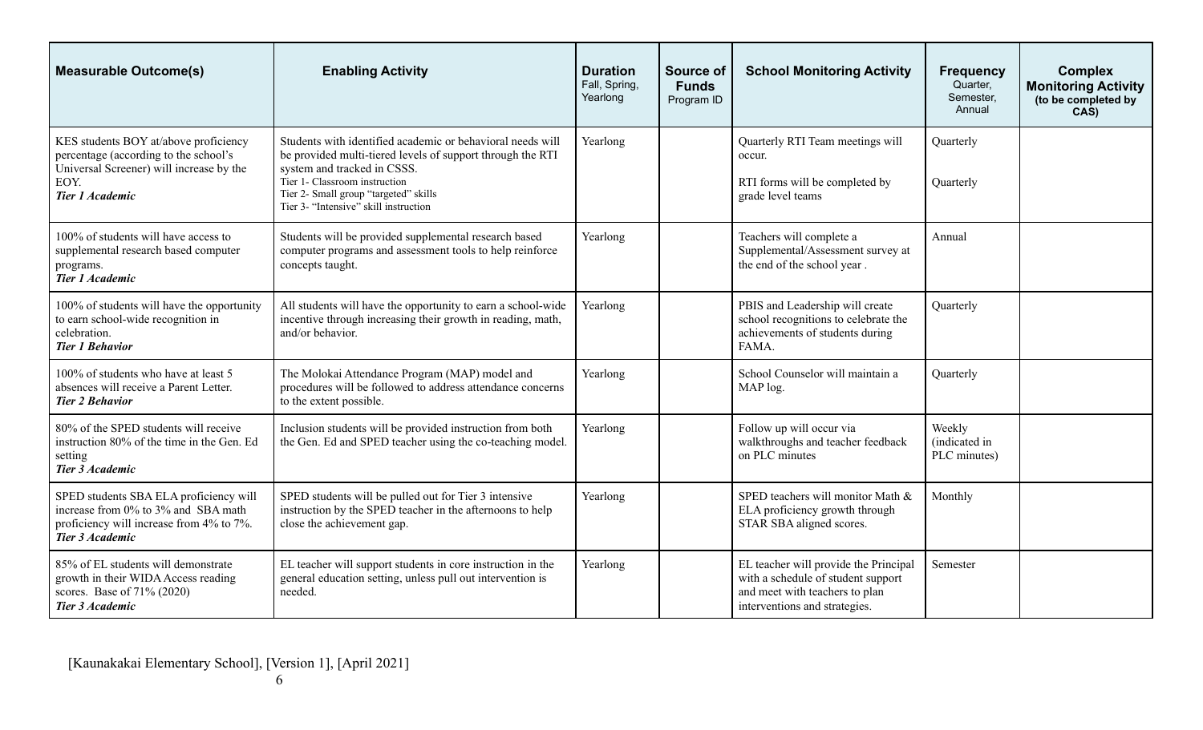| Measurable Outcome(s) | Enabling Activity | Duration Fall, Spring, Yearlong | Source of Funds Program ID | School Monitoring Activity | Frequency Quarter, Semester, Annual | Complex Monitoring Activity (to be completed by CAS) |
|---|---|---|---|---|---|---|
| KES students BOY at/above proficiency percentage (according to the school's Universal Screener) will increase by the EOY. ***Tier 1 Academic*** | Students with identified academic or behavioral needs will be provided multi-tiered levels of support through the RTI system and tracked in CSSS. Tier 1- Classroom instruction Tier 2- Small group "targeted" skills Tier 3- "Intensive" skill instruction | Yearlong | | Quarterly RTI Team meetings will occur. RTI forms will be completed by grade level teams | Quarterly Quarterly | |
| 100% of students will have access to supplemental research based computer programs. ***Tier 1 Academic*** | Students will be provided supplemental research based computer programs and assessment tools to help reinforce concepts taught. | Yearlong | | Teachers will complete a Supplemental/Assessment survey at the end of the school year . | Annual | |
| 100% of students will have the opportunity to earn school-wide recognition in celebration. ***Tier 1 Behavior*** | All students will have the opportunity to earn a school-wide incentive through increasing their growth in reading, math, and/or behavior. | Yearlong | | PBIS and Leadership will create school recognitions to celebrate the achievements of students during FAMA. | Quarterly | |
| 100% of students who have at least 5 absences will receive a Parent Letter. ***Tier 2 Behavior*** | The Molokai Attendance Program (MAP) model and procedures will be followed to address attendance concerns to the extent possible. | Yearlong | | School Counselor will maintain a MAP log. | Quarterly | |
| 80% of the SPED students will receive instruction 80% of the time in the Gen. Ed setting ***Tier 3 Academic*** | Inclusion students will be provided instruction from both the Gen. Ed and SPED teacher using the co-teaching model. | Yearlong | | Follow up will occur via walkthroughs and teacher feedback on PLC minutes | Weekly (indicated in PLC minutes) | |
| SPED students SBA ELA proficiency will increase from 0% to 3% and SBA math proficiency will increase from 4% to 7%. ***Tier 3 Academic*** | SPED students will be pulled out for Tier 3 intensive instruction by the SPED teacher in the afternoons to help close the achievement gap. | Yearlong | | SPED teachers will monitor Math & ELA proficiency growth through STAR SBA aligned scores. | Monthly | |
| 85% of EL students will demonstrate growth in their WIDA Access reading scores. Base of 71% (2020) ***Tier 3 Academic*** | EL teacher will support students in core instruction in the general education setting, unless pull out intervention is needed. | Yearlong | | EL teacher will provide the Principal with a schedule of student support and meet with teachers to plan interventions and strategies. | Semester | |

[Kaunakakai Elementary School], [Version 1], [April 2021]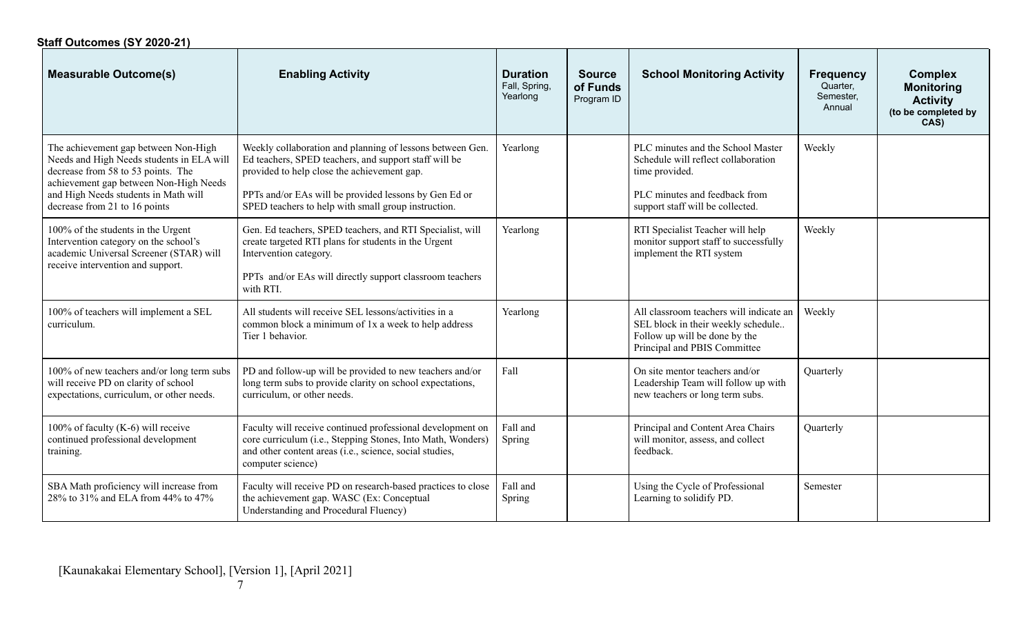**Staff Outcomes (SY 2020-21)**

| Measurable Outcome(s) | Enabling Activity | Duration Fall, Spring, Yearlong | Source of Funds Program ID | School Monitoring Activity | Frequency Quarter, Semester, Annual | Complex Monitoring Activity (to be completed by CAS) |
|---|---|---|---|---|---|---|
| The achievement gap between Non-High Needs and High Needs students in ELA will decrease from 58 to 53 points. The achievement gap between Non-High Needs and High Needs students in Math will decrease from 21 to 16 points | Weekly collaboration and planning of lessons between Gen. Ed teachers, SPED teachers, and support staff will be provided to help close the achievement gap.<br><br>PPTs and/or EAs will be provided lessons by Gen Ed or SPED teachers to help with small group instruction. | Yearlong | | PLC minutes and the School Master Schedule will reflect collaboration time provided.<br><br>PLC minutes and feedback from support staff will be collected. | Weekly | |
| 100% of the students in the Urgent Intervention category on the school's academic Universal Screener (STAR) will receive intervention and support. | Gen. Ed teachers, SPED teachers, and RTI Specialist, will create targeted RTI plans for students in the Urgent Intervention category.<br><br>PPTs and/or EAs will directly support classroom teachers with RTI. | Yearlong | | RTI Specialist Teacher will help monitor support staff to successfully implement the RTI system | Weekly | |
| 100% of teachers will implement a SEL curriculum. | All students will receive SEL lessons/activities in a common block a minimum of 1x a week to help address Tier 1 behavior. | Yearlong | | All classroom teachers will indicate an SEL block in their weekly schedule.. Follow up will be done by the Principal and PBIS Committee | Weekly | |
| 100% of new teachers and/or long term subs will receive PD on clarity of school expectations, curriculum, or other needs. | PD and follow-up will be provided to new teachers and/or long term subs to provide clarity on school expectations, curriculum, or other needs. | Fall | | On site mentor teachers and/or Leadership Team will follow up with new teachers or long term subs. | Quarterly | |
| 100% of faculty (K-6) will receive continued professional development training. | Faculty will receive continued professional development on core curriculum (i.e., Stepping Stones, Into Math, Wonders) and other content areas (i.e., science, social studies, computer science) | Fall and Spring | | Principal and Content Area Chairs will monitor, assess, and collect feedback. | Quarterly | |
| SBA Math proficiency will increase from 28% to 31% and ELA from 44% to 47% | Faculty will receive PD on research-based practices to close the achievement gap. WASC (Ex: Conceptual Understanding and Procedural Fluency) | Fall and Spring | | Using the Cycle of Professional Learning to solidify PD. | Semester | |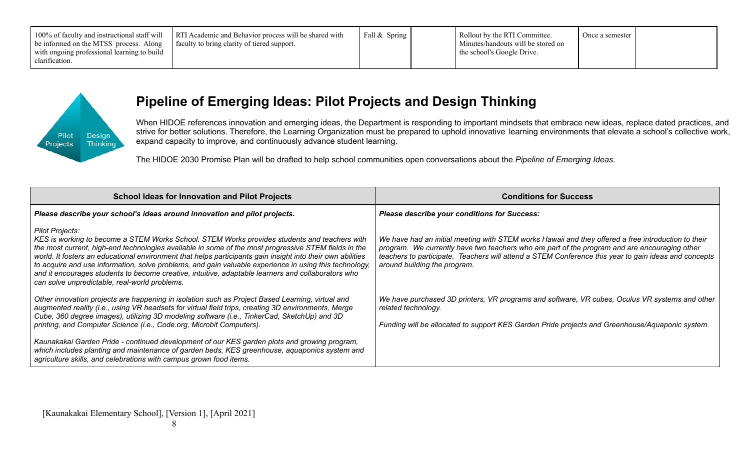| | | | | | | |
|---|---|---|---|---|---|---|
| 100% of faculty and instructional staff will be informed on the MTSS process. Along with ongoing professional learning to build clarification. | RTI Academic and Behavior process will be shared with faculty to bring clarity of tiered support. | Fall & Spring | | Rollout by the RTI Committee. Minutes/handouts will be stored on the school's Google Drive. | Once a semester | |

## Pipeline of Emerging Ideas: Pilot Projects and Design Thinking

Pilot Projects / Design Thinking

When HIDOE references innovation and emerging ideas, the Department is responding to important mindsets that embrace new ideas, replace dated practices, and strive for better solutions. Therefore, the Learning Organization must be prepared to uphold innovative learning environments that elevate a school's collective work, expand capacity to improve, and continuously advance student learning.

The HIDOE 2030 Promise Plan will be drafted to help school communities open conversations about the *Pipeline of Emerging Ideas*.

| School Ideas for Innovation and Pilot Projects | Conditions for Success |
|---|---|
| ***Please describe your school's ideas around innovation and pilot projects.*** | ***Please describe your conditions for Success:*** |
| *Pilot Projects:* <br> *KES is working to become a STEM Works School. STEM Works provides students and teachers with the most current, high-end technologies available in some of the most progressive STEM fields in the world. It fosters an educational environment that helps participants gain insight into their own abilities to acquire and use information, solve problems, and gain valuable experience in using this technology, and it encourages students to become creative, intuitive, adaptable learners and collaborators who can solve unpredictable, real-world problems.* | *We have had an initial meeting with STEM works Hawaii and they offered a free introduction to their program. We currently have two teachers who are part of the program and are encouraging other teachers to participate. Teachers will attend a STEM Conference this year to gain ideas and concepts around building the program.* |
| *Other innovation projects are happening in isolation such as Project Based Learning, virtual and augmented reality (i.e., using VR headsets for virtual field trips, creating 3D environments, Merge Cube, 360 degree images), utilizing 3D modeling software (i.e., TinkerCad, SketchUp) and 3D printing, and Computer Science (i.e., Code.org, Microbit Computers).* | *We have purchased 3D printers, VR programs and software, VR cubes, Oculus VR systems and other related technology.* |
| *Kaunakakai Garden Pride - continued development of our KES garden plots and growing program, which includes planting and maintenance of garden beds, KES greenhouse, aquaponics system and agriculture skills, and celebrations with campus grown food items.* | *Funding will be allocated to support KES Garden Pride projects and Greenhouse/Aquaponic system.* |

[Kaunakakai Elementary School], [Version 1], [April 2021]